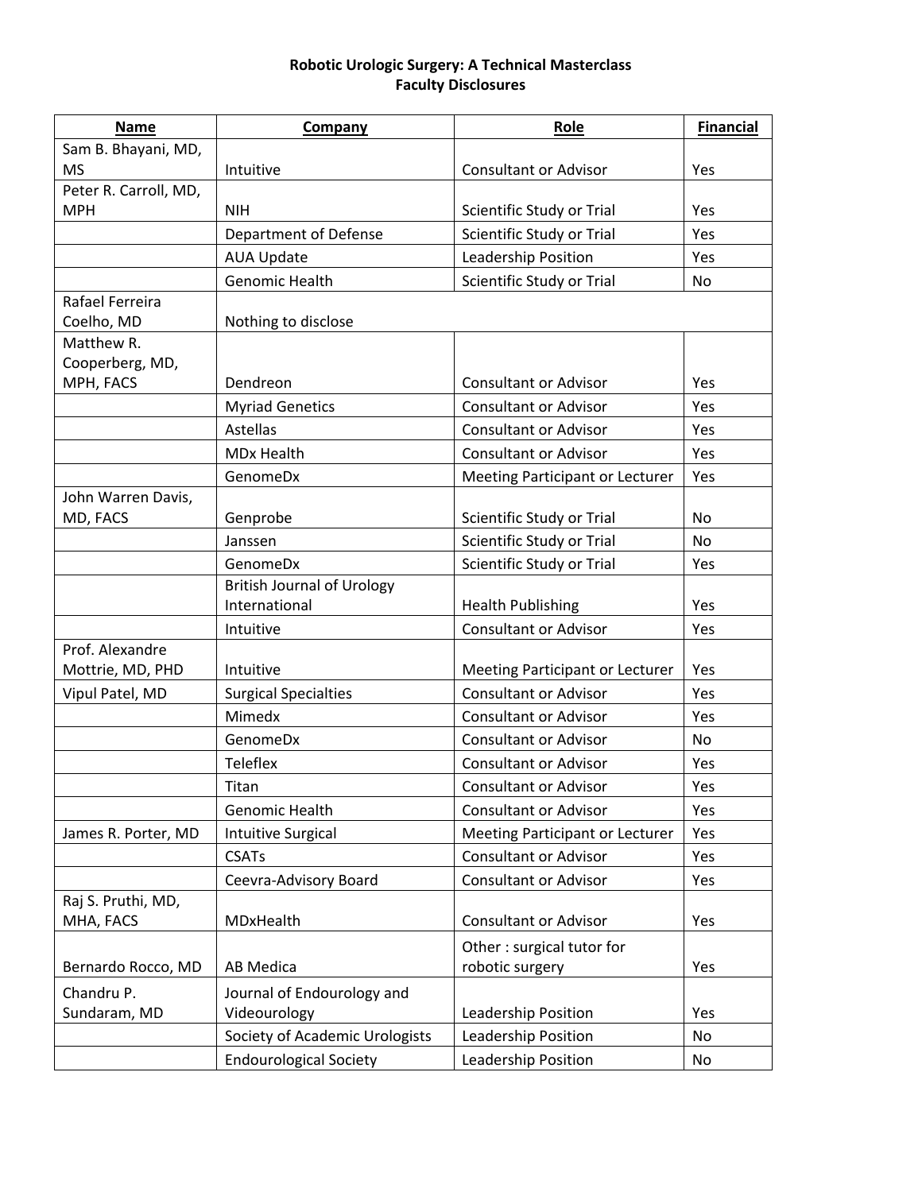**Robotic Urologic Surgery: A Technical Masterclass**
**Faculty Disclosures**

| Name | Company | Role | Financial |
|---|---|---|---|
| Sam B. Bhayani, MD, MS | Intuitive | Consultant or Advisor | Yes |
| Peter R. Carroll, MD, MPH | NIH | Scientific Study or Trial | Yes |
| | Department of Defense | Scientific Study or Trial | Yes |
| | AUA Update | Leadership Position | Yes |
| | Genomic Health | Scientific Study or Trial | No |
| Rafael Ferreira Coelho, MD | Nothing to disclose | | |
| Matthew R. Cooperberg, MD, MPH, FACS | Dendreon | Consultant or Advisor | Yes |
| | Myriad Genetics | Consultant or Advisor | Yes |
| | Astellas | Consultant or Advisor | Yes |
| | MDx Health | Consultant or Advisor | Yes |
| | GenomeDx | Meeting Participant or Lecturer | Yes |
| John Warren Davis, MD, FACS | Genprobe | Scientific Study or Trial | No |
| | Janssen | Scientific Study or Trial | No |
| | GenomeDx | Scientific Study or Trial | Yes |
| | British Journal of Urology International | Health Publishing | Yes |
| | Intuitive | Consultant or Advisor | Yes |
| Prof. Alexandre Mottrie, MD, PHD | Intuitive | Meeting Participant or Lecturer | Yes |
| Vipul Patel, MD | Surgical Specialties | Consultant or Advisor | Yes |
| | Mimedx | Consultant or Advisor | Yes |
| | GenomeDx | Consultant or Advisor | No |
| | Teleflex | Consultant or Advisor | Yes |
| | Titan | Consultant or Advisor | Yes |
| | Genomic Health | Consultant or Advisor | Yes |
| James R. Porter, MD | Intuitive Surgical | Meeting Participant or Lecturer | Yes |
| | CSATs | Consultant or Advisor | Yes |
| | Ceevra-Advisory Board | Consultant or Advisor | Yes |
| Raj S. Pruthi, MD, MHA, FACS | MDxHealth | Consultant or Advisor | Yes |
| Bernardo Rocco, MD | AB Medica | Other : surgical tutor for robotic surgery | Yes |
| Chandru P. Sundaram, MD | Journal of Endourology and Videourology | Leadership Position | Yes |
| | Society of Academic Urologists | Leadership Position | No |
| | Endourological Society | Leadership Position | No |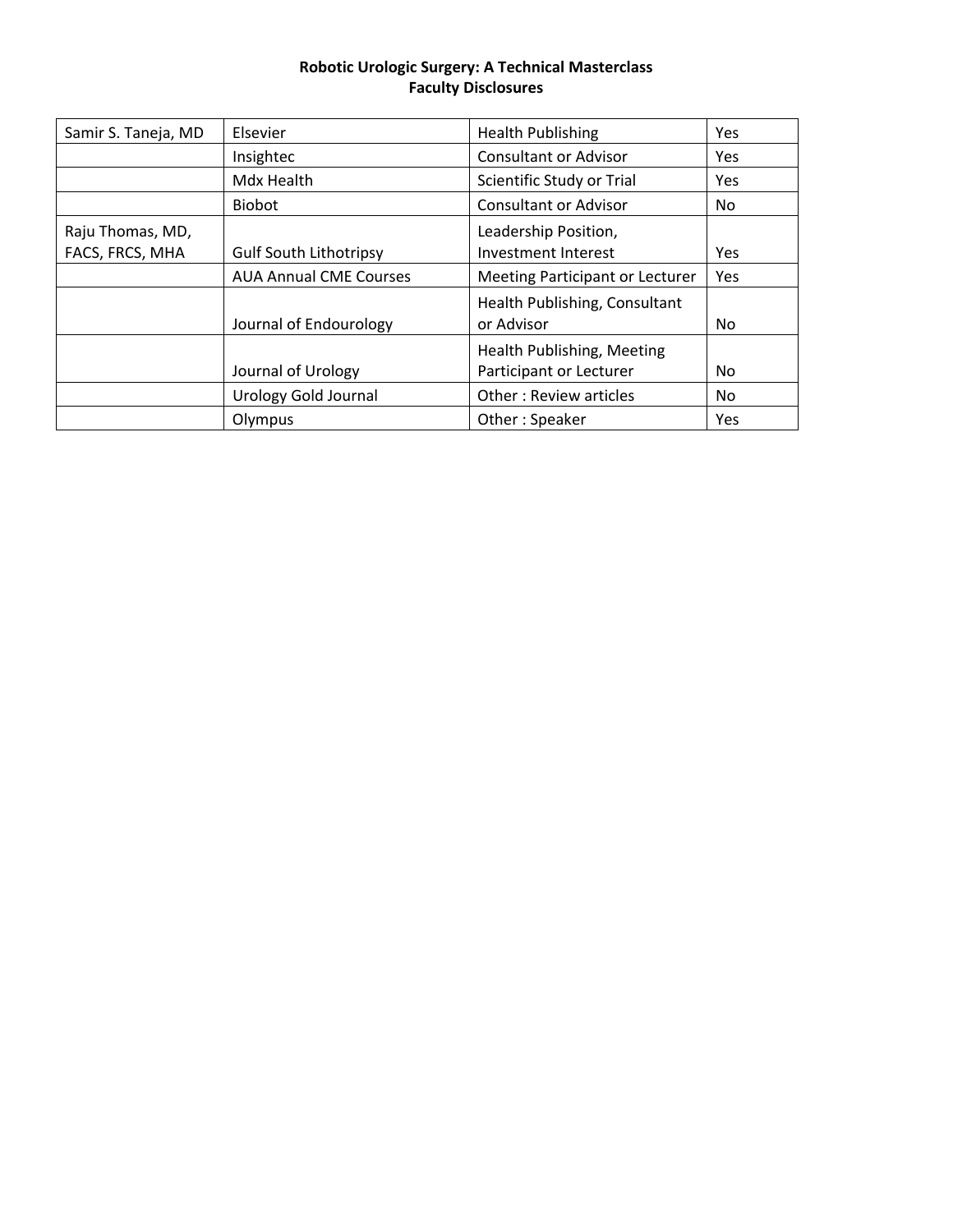**Robotic Urologic Surgery: A Technical Masterclass**
**Faculty Disclosures**

| | | | |
|---|---|---|---|
| Samir S. Taneja, MD | Elsevier | Health Publishing | Yes |
| | Insightec | Consultant or Advisor | Yes |
| | Mdx Health | Scientific Study or Trial | Yes |
| | Biobot | Consultant or Advisor | No |
| Raju Thomas, MD, FACS, FRCS, MHA | Gulf South Lithotripsy | Leadership Position, Investment Interest | Yes |
| | AUA Annual CME Courses | Meeting Participant or Lecturer | Yes |
| | Journal of Endourology | Health Publishing, Consultant or Advisor | No |
| | Journal of Urology | Health Publishing, Meeting Participant or Lecturer | No |
| | Urology Gold Journal | Other : Review articles | No |
| | Olympus | Other : Speaker | Yes |